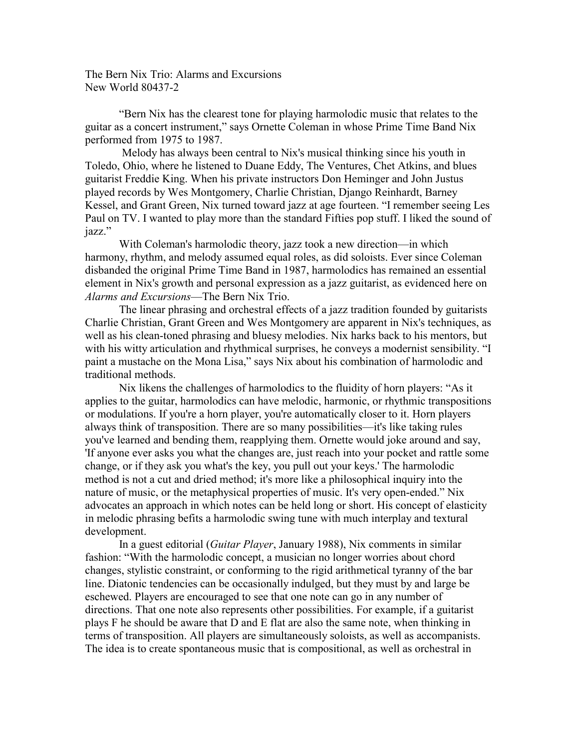The Bern Nix Trio: Alarms and Excursions
New World 80437-2

"Bern Nix has the clearest tone for playing harmolodic music that relates to the guitar as a concert instrument," says Ornette Coleman in whose Prime Time Band Nix performed from 1975 to 1987.

Melody has always been central to Nix's musical thinking since his youth in Toledo, Ohio, where he listened to Duane Eddy, The Ventures, Chet Atkins, and blues guitarist Freddie King. When his private instructors Don Heminger and John Justus played records by Wes Montgomery, Charlie Christian, Django Reinhardt, Barney Kessel, and Grant Green, Nix turned toward jazz at age fourteen. "I remember seeing Les Paul on TV. I wanted to play more than the standard Fifties pop stuff. I liked the sound of jazz."

With Coleman's harmolodic theory, jazz took a new direction—in which harmony, rhythm, and melody assumed equal roles, as did soloists. Ever since Coleman disbanded the original Prime Time Band in 1987, harmolodics has remained an essential element in Nix's growth and personal expression as a jazz guitarist, as evidenced here on *Alarms and Excursions*—The Bern Nix Trio.

The linear phrasing and orchestral effects of a jazz tradition founded by guitarists Charlie Christian, Grant Green and Wes Montgomery are apparent in Nix's techniques, as well as his clean-toned phrasing and bluesy melodies. Nix harks back to his mentors, but with his witty articulation and rhythmical surprises, he conveys a modernist sensibility. "I paint a mustache on the Mona Lisa," says Nix about his combination of harmolodic and traditional methods.

Nix likens the challenges of harmolodics to the fluidity of horn players: "As it applies to the guitar, harmolodics can have melodic, harmonic, or rhythmic transpositions or modulations. If you're a horn player, you're automatically closer to it. Horn players always think of transposition. There are so many possibilities—it's like taking rules you've learned and bending them, reapplying them. Ornette would joke around and say, 'If anyone ever asks you what the changes are, just reach into your pocket and rattle some change, or if they ask you what's the key, you pull out your keys.' The harmolodic method is not a cut and dried method; it's more like a philosophical inquiry into the nature of music, or the metaphysical properties of music. It's very open-ended." Nix advocates an approach in which notes can be held long or short. His concept of elasticity in melodic phrasing befits a harmolodic swing tune with much interplay and textural development.

In a guest editorial (*Guitar Player*, January 1988), Nix comments in similar fashion: "With the harmolodic concept, a musician no longer worries about chord changes, stylistic constraint, or conforming to the rigid arithmetical tyranny of the bar line. Diatonic tendencies can be occasionally indulged, but they must by and large be eschewed. Players are encouraged to see that one note can go in any number of directions. That one note also represents other possibilities. For example, if a guitarist plays F he should be aware that D and E flat are also the same note, when thinking in terms of transposition. All players are simultaneously soloists, as well as accompanists. The idea is to create spontaneous music that is compositional, as well as orchestral in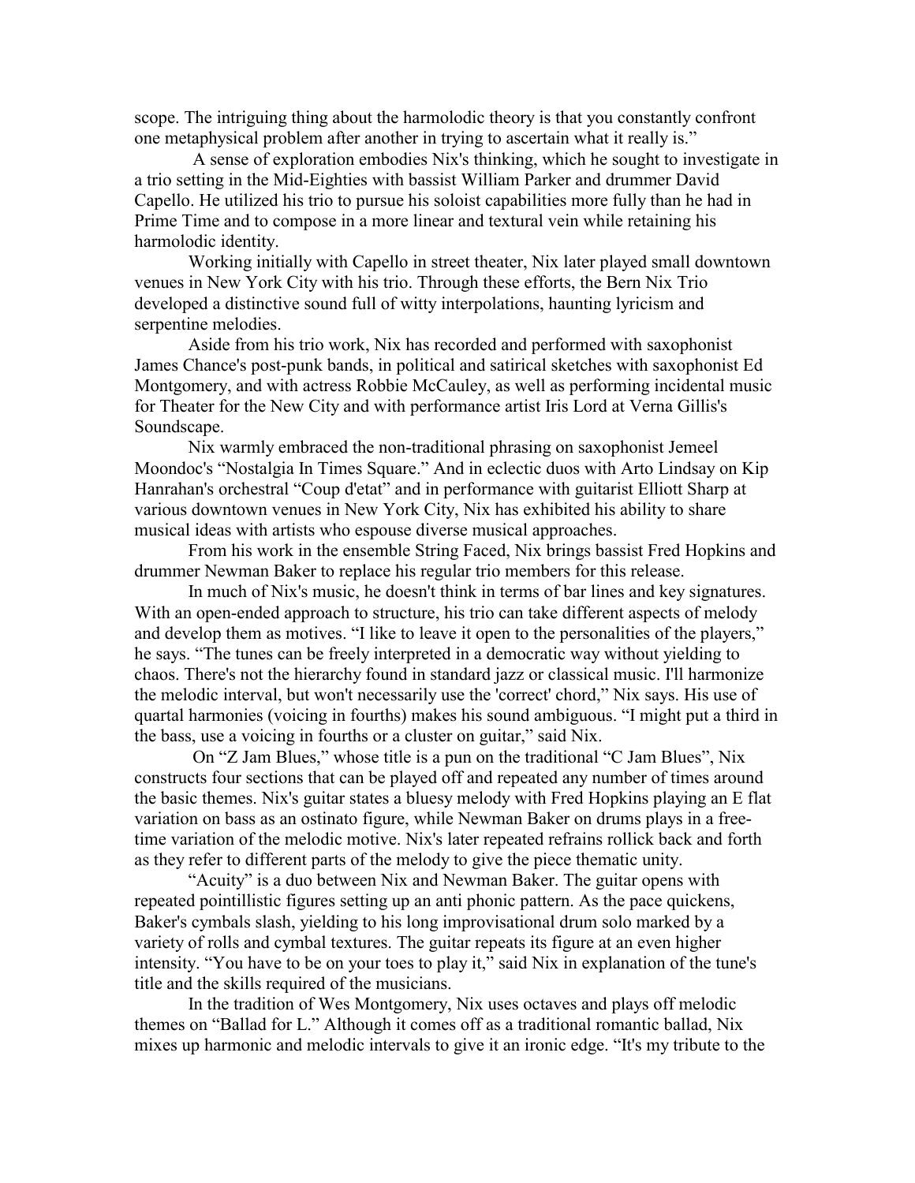scope. The intriguing thing about the harmolodic theory is that you constantly confront one metaphysical problem after another in trying to ascertain what it really is."

A sense of exploration embodies Nix's thinking, which he sought to investigate in a trio setting in the Mid-Eighties with bassist William Parker and drummer David Capello. He utilized his trio to pursue his soloist capabilities more fully than he had in Prime Time and to compose in a more linear and textural vein while retaining his harmolodic identity.

Working initially with Capello in street theater, Nix later played small downtown venues in New York City with his trio. Through these efforts, the Bern Nix Trio developed a distinctive sound full of witty interpolations, haunting lyricism and serpentine melodies.

Aside from his trio work, Nix has recorded and performed with saxophonist James Chance's post-punk bands, in political and satirical sketches with saxophonist Ed Montgomery, and with actress Robbie McCauley, as well as performing incidental music for Theater for the New City and with performance artist Iris Lord at Verna Gillis's Soundscape.

Nix warmly embraced the non-traditional phrasing on saxophonist Jemeel Moondoc's "Nostalgia In Times Square." And in eclectic duos with Arto Lindsay on Kip Hanrahan's orchestral "Coup d'etat" and in performance with guitarist Elliott Sharp at various downtown venues in New York City, Nix has exhibited his ability to share musical ideas with artists who espouse diverse musical approaches.

From his work in the ensemble String Faced, Nix brings bassist Fred Hopkins and drummer Newman Baker to replace his regular trio members for this release.

In much of Nix's music, he doesn't think in terms of bar lines and key signatures. With an open-ended approach to structure, his trio can take different aspects of melody and develop them as motives. "I like to leave it open to the personalities of the players," he says. "The tunes can be freely interpreted in a democratic way without yielding to chaos. There's not the hierarchy found in standard jazz or classical music. I'll harmonize the melodic interval, but won't necessarily use the 'correct' chord," Nix says. His use of quartal harmonies (voicing in fourths) makes his sound ambiguous. "I might put a third in the bass, use a voicing in fourths or a cluster on guitar," said Nix.

On "Z Jam Blues," whose title is a pun on the traditional "C Jam Blues", Nix constructs four sections that can be played off and repeated any number of times around the basic themes. Nix's guitar states a bluesy melody with Fred Hopkins playing an E flat variation on bass as an ostinato figure, while Newman Baker on drums plays in a free-time variation of the melodic motive. Nix's later repeated refrains rollick back and forth as they refer to different parts of the melody to give the piece thematic unity.

"Acuity" is a duo between Nix and Newman Baker. The guitar opens with repeated pointillistic figures setting up an anti phonic pattern. As the pace quickens, Baker's cymbals slash, yielding to his long improvisational drum solo marked by a variety of rolls and cymbal textures. The guitar repeats its figure at an even higher intensity. "You have to be on your toes to play it," said Nix in explanation of the tune's title and the skills required of the musicians.

In the tradition of Wes Montgomery, Nix uses octaves and plays off melodic themes on "Ballad for L." Although it comes off as a traditional romantic ballad, Nix mixes up harmonic and melodic intervals to give it an ironic edge. "It's my tribute to the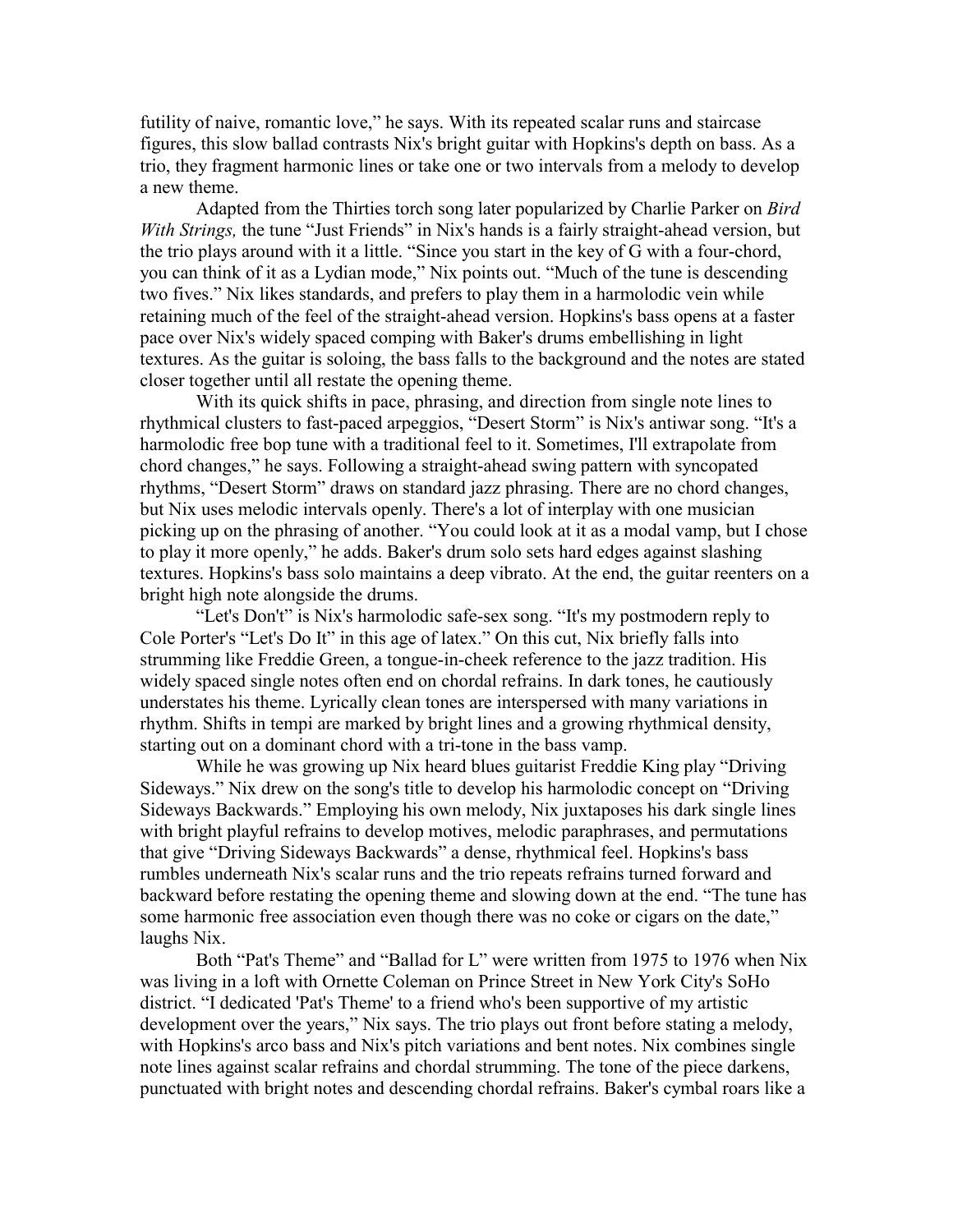futility of naive, romantic love," he says. With its repeated scalar runs and staircase figures, this slow ballad contrasts Nix's bright guitar with Hopkins's depth on bass. As a trio, they fragment harmonic lines or take one or two intervals from a melody to develop a new theme.

Adapted from the Thirties torch song later popularized by Charlie Parker on *Bird With Strings,* the tune "Just Friends" in Nix's hands is a fairly straight-ahead version, but the trio plays around with it a little. "Since you start in the key of G with a four-chord, you can think of it as a Lydian mode," Nix points out. "Much of the tune is descending two fives." Nix likes standards, and prefers to play them in a harmolodic vein while retaining much of the feel of the straight-ahead version. Hopkins's bass opens at a faster pace over Nix's widely spaced comping with Baker's drums embellishing in light textures. As the guitar is soloing, the bass falls to the background and the notes are stated closer together until all restate the opening theme.

With its quick shifts in pace, phrasing, and direction from single note lines to rhythmical clusters to fast-paced arpeggios, "Desert Storm" is Nix's antiwar song. "It's a harmolodic free bop tune with a traditional feel to it. Sometimes, I'll extrapolate from chord changes," he says. Following a straight-ahead swing pattern with syncopated rhythms, "Desert Storm" draws on standard jazz phrasing. There are no chord changes, but Nix uses melodic intervals openly. There's a lot of interplay with one musician picking up on the phrasing of another. "You could look at it as a modal vamp, but I chose to play it more openly," he adds. Baker's drum solo sets hard edges against slashing textures. Hopkins's bass solo maintains a deep vibrato. At the end, the guitar reenters on a bright high note alongside the drums.

"Let's Don't" is Nix's harmolodic safe-sex song. "It's my postmodern reply to Cole Porter's "Let's Do It" in this age of latex." On this cut, Nix briefly falls into strumming like Freddie Green, a tongue-in-cheek reference to the jazz tradition. His widely spaced single notes often end on chordal refrains. In dark tones, he cautiously understates his theme. Lyrically clean tones are interspersed with many variations in rhythm. Shifts in tempi are marked by bright lines and a growing rhythmical density, starting out on a dominant chord with a tri-tone in the bass vamp.

While he was growing up Nix heard blues guitarist Freddie King play "Driving Sideways." Nix drew on the song's title to develop his harmolodic concept on "Driving Sideways Backwards." Employing his own melody, Nix juxtaposes his dark single lines with bright playful refrains to develop motives, melodic paraphrases, and permutations that give "Driving Sideways Backwards" a dense, rhythmical feel. Hopkins's bass rumbles underneath Nix's scalar runs and the trio repeats refrains turned forward and backward before restating the opening theme and slowing down at the end. "The tune has some harmonic free association even though there was no coke or cigars on the date," laughs Nix.

Both "Pat's Theme" and "Ballad for L" were written from 1975 to 1976 when Nix was living in a loft with Ornette Coleman on Prince Street in New York City's SoHo district. "I dedicated 'Pat's Theme' to a friend who's been supportive of my artistic development over the years," Nix says. The trio plays out front before stating a melody, with Hopkins's arco bass and Nix's pitch variations and bent notes. Nix combines single note lines against scalar refrains and chordal strumming. The tone of the piece darkens, punctuated with bright notes and descending chordal refrains. Baker's cymbal roars like a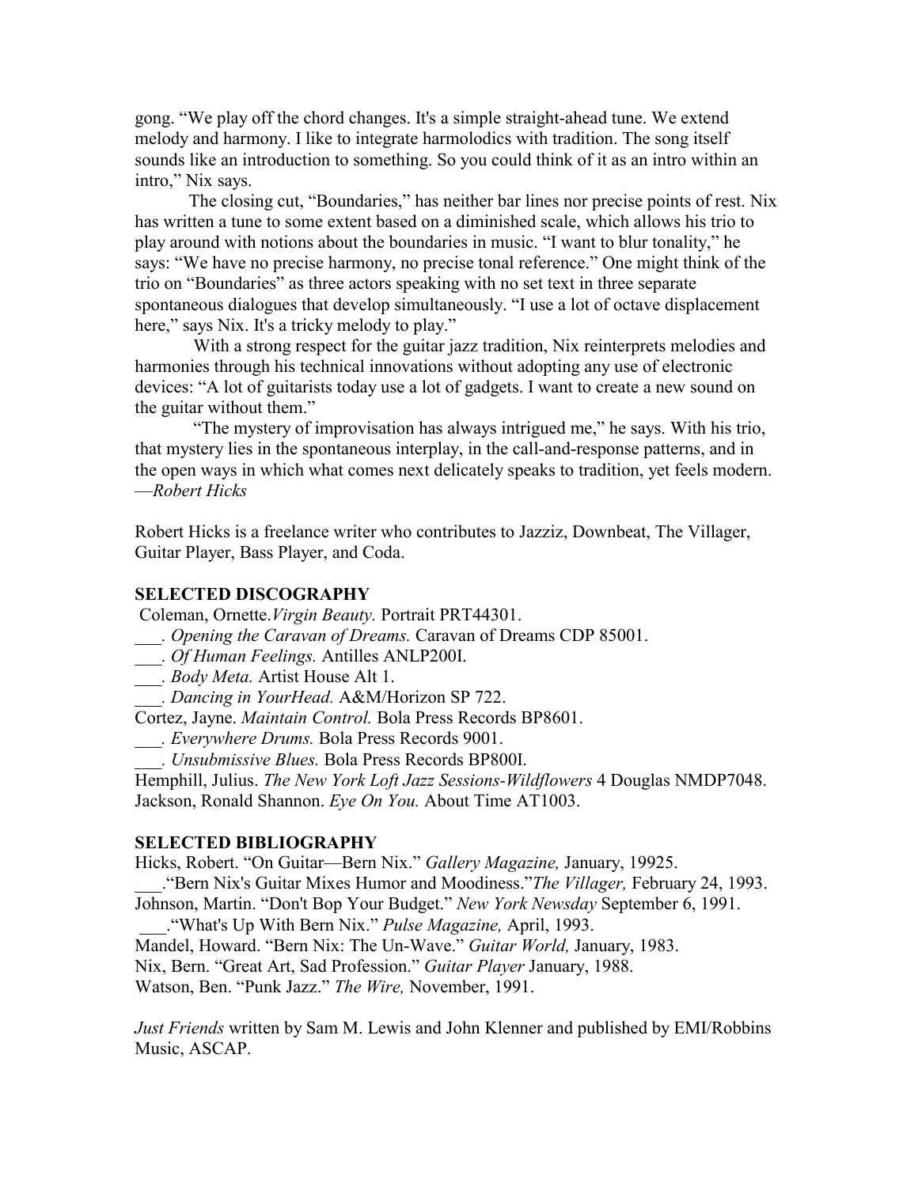gong. "We play off the chord changes. It's a simple straight-ahead tune. We extend melody and harmony. I like to integrate harmolodics with tradition. The song itself sounds like an introduction to something. So you could think of it as an intro within an intro," Nix says.

The closing cut, "Boundaries," has neither bar lines nor precise points of rest. Nix has written a tune to some extent based on a diminished scale, which allows his trio to play around with notions about the boundaries in music. "I want to blur tonality," he says: "We have no precise harmony, no precise tonal reference." One might think of the trio on "Boundaries" as three actors speaking with no set text in three separate spontaneous dialogues that develop simultaneously. "I use a lot of octave displacement here," says Nix. It's a tricky melody to play."

With a strong respect for the guitar jazz tradition, Nix reinterprets melodies and harmonies through his technical innovations without adopting any use of electronic devices: "A lot of guitarists today use a lot of gadgets. I want to create a new sound on the guitar without them."

"The mystery of improvisation has always intrigued me," he says. With his trio, that mystery lies in the spontaneous interplay, in the call-and-response patterns, and in the open ways in which what comes next delicately speaks to tradition, yet feels modern.
—*Robert Hicks*

Robert Hicks is a freelance writer who contributes to Jazziz, Downbeat, The Villager, Guitar Player, Bass Player, and Coda.

**SELECTED DISCOGRAPHY**

Coleman, Ornette.*Virgin Beauty.* Portrait PRT44301.
___. *Opening the Caravan of Dreams.* Caravan of Dreams CDP 85001.
___. *Of Human Feelings.* Antilles ANLP200I.
___. *Body Meta.* Artist House Alt 1.
___. *Dancing in YourHead.* A&M/Horizon SP 722.
Cortez, Jayne. *Maintain Control.* Bola Press Records BP8601.
___. *Everywhere Drums.* Bola Press Records 9001.
___. *Unsubmissive Blues.* Bola Press Records BP800I.
Hemphill, Julius. *The New York Loft Jazz Sessions-Wildflowers* 4 Douglas NMDP7048.
Jackson, Ronald Shannon. *Eye On You.* About Time AT1003.

**SELECTED BIBLIOGRAPHY**

Hicks, Robert. "On Guitar—Bern Nix." *Gallery Magazine,* January, 19925.
___."Bern Nix's Guitar Mixes Humor and Moodiness."*The Villager,* February 24, 1993.
Johnson, Martin. "Don't Bop Your Budget." *New York Newsday* September 6, 1991.
___."What's Up With Bern Nix." *Pulse Magazine,* April, 1993.
Mandel, Howard. "Bern Nix: The Un-Wave." *Guitar World,* January, 1983.
Nix, Bern. "Great Art, Sad Profession." *Guitar Player* January, 1988.
Watson, Ben. "Punk Jazz." *The Wire,* November, 1991.

*Just Friends* written by Sam M. Lewis and John Klenner and published by EMI/Robbins Music, ASCAP.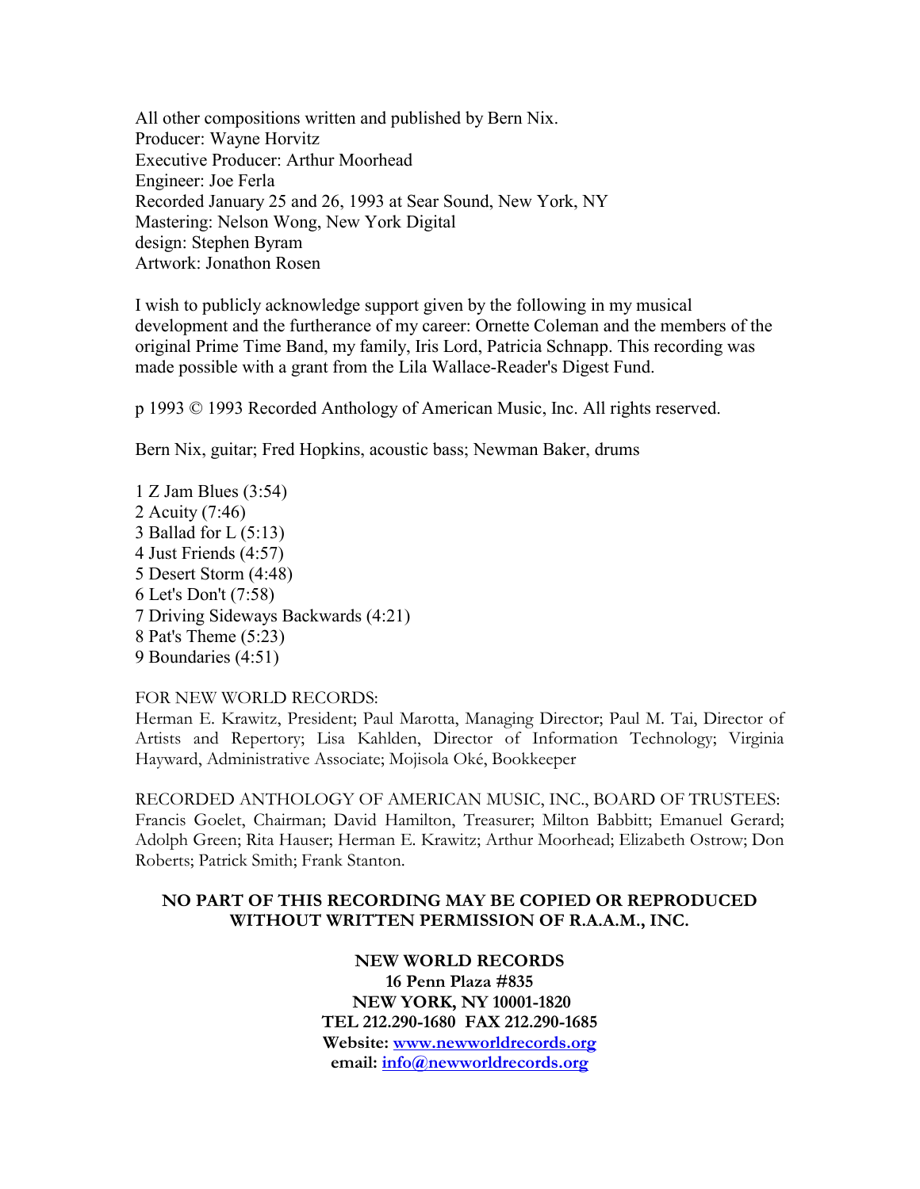All other compositions written and published by Bern Nix.
Producer: Wayne Horvitz
Executive Producer: Arthur Moorhead
Engineer: Joe Ferla
Recorded January 25 and 26, 1993 at Sear Sound, New York, NY
Mastering: Nelson Wong, New York Digital
design: Stephen Byram
Artwork: Jonathon Rosen

I wish to publicly acknowledge support given by the following in my musical development and the furtherance of my career: Ornette Coleman and the members of the original Prime Time Band, my family, Iris Lord, Patricia Schnapp. This recording was made possible with a grant from the Lila Wallace-Reader's Digest Fund.

p 1993 © 1993 Recorded Anthology of American Music, Inc. All rights reserved.

Bern Nix, guitar; Fred Hopkins, acoustic bass; Newman Baker, drums

1 Z Jam Blues (3:54)
2 Acuity (7:46)
3 Ballad for L (5:13)
4 Just Friends (4:57)
5 Desert Storm (4:48)
6 Let's Don't (7:58)
7 Driving Sideways Backwards (4:21)
8 Pat's Theme (5:23)
9 Boundaries (4:51)

FOR NEW WORLD RECORDS:
Herman E. Krawitz, President; Paul Marotta, Managing Director; Paul M. Tai, Director of Artists and Repertory; Lisa Kahlden, Director of Information Technology; Virginia Hayward, Administrative Associate; Mojisola Oké, Bookkeeper

RECORDED ANTHOLOGY OF AMERICAN MUSIC, INC., BOARD OF TRUSTEES:
Francis Goelet, Chairman; David Hamilton, Treasurer; Milton Babbitt; Emanuel Gerard; Adolph Green; Rita Hauser; Herman E. Krawitz; Arthur Moorhead; Elizabeth Ostrow; Don Roberts; Patrick Smith; Frank Stanton.

**NO PART OF THIS RECORDING MAY BE COPIED OR REPRODUCED WITHOUT WRITTEN PERMISSION OF R.A.A.M., INC.**

**NEW WORLD RECORDS**
**16 Penn Plaza #835**
**NEW YORK, NY 10001-1820**
**TEL 212.290-1680 FAX 212.290-1685**
**Website: www.newworldrecords.org**
**email: info@newworldrecords.org**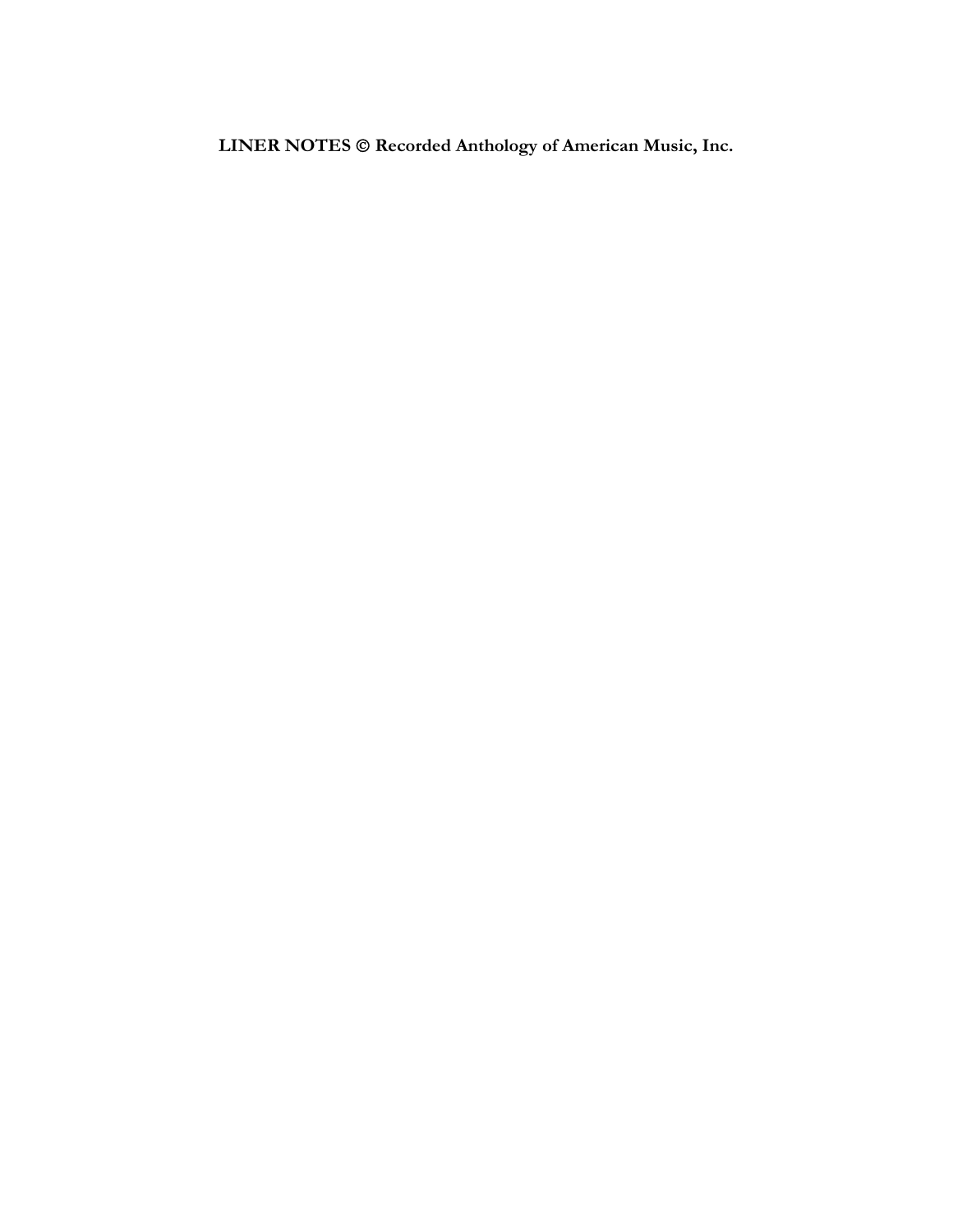**LINER NOTES © Recorded Anthology of American Music, Inc.**